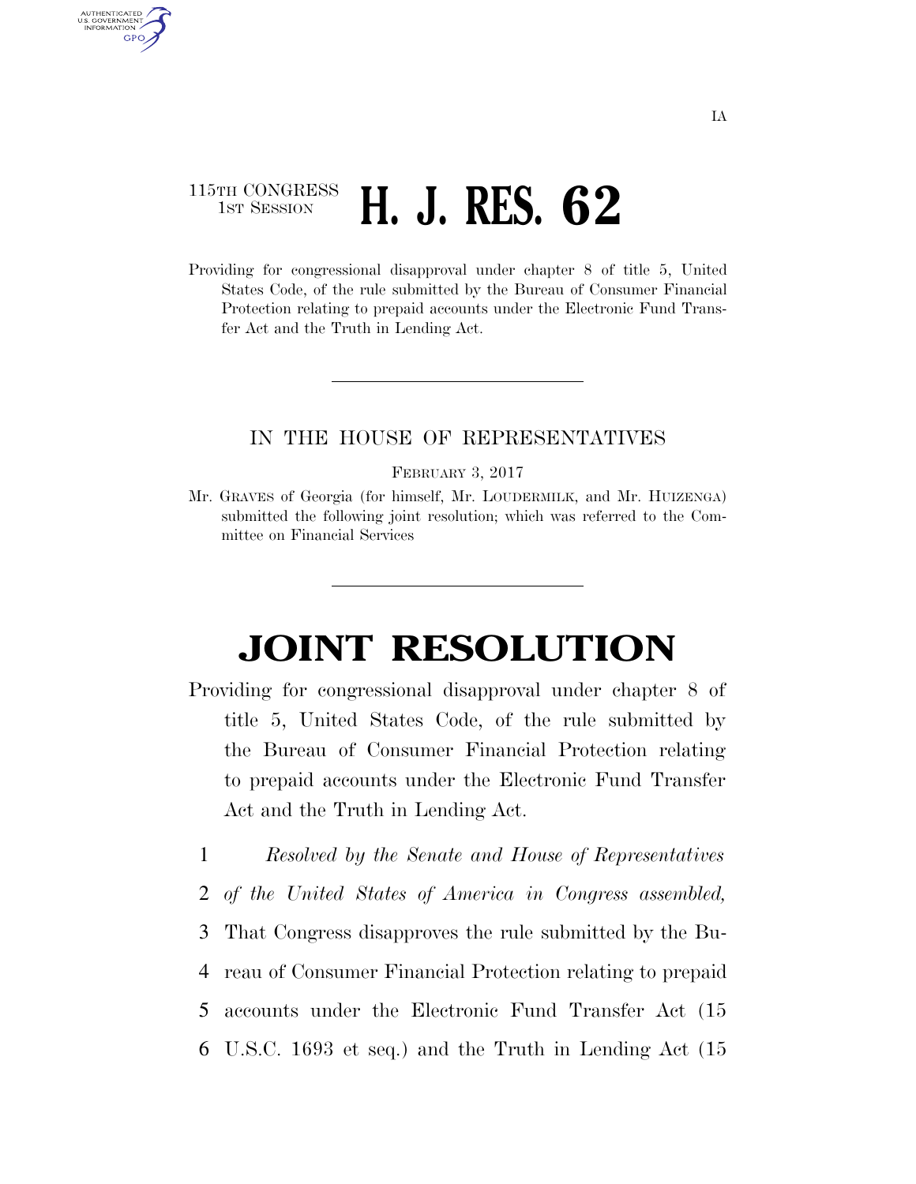IA

115TH CONGRESS
1ST SESSION

# H. J. RES. 62

Providing for congressional disapproval under chapter 8 of title 5, United States Code, of the rule submitted by the Bureau of Consumer Financial Protection relating to prepaid accounts under the Electronic Fund Transfer Act and the Truth in Lending Act.

---

IN THE HOUSE OF REPRESENTATIVES

FEBRUARY 3, 2017

Mr. GRAVES of Georgia (for himself, Mr. LOUDERMILK, and Mr. HUIZENGA) submitted the following joint resolution; which was referred to the Committee on Financial Services

---

# JOINT RESOLUTION

Providing for congressional disapproval under chapter 8 of title 5, United States Code, of the rule submitted by the Bureau of Consumer Financial Protection relating to prepaid accounts under the Electronic Fund Transfer Act and the Truth in Lending Act.

1 *Resolved by the Senate and House of Representatives*
2 *of the United States of America in Congress assembled,*
3 That Congress disapproves the rule submitted by the Bu-
4 reau of Consumer Financial Protection relating to prepaid
5 accounts under the Electronic Fund Transfer Act (15
6 U.S.C. 1693 et seq.) and the Truth in Lending Act (15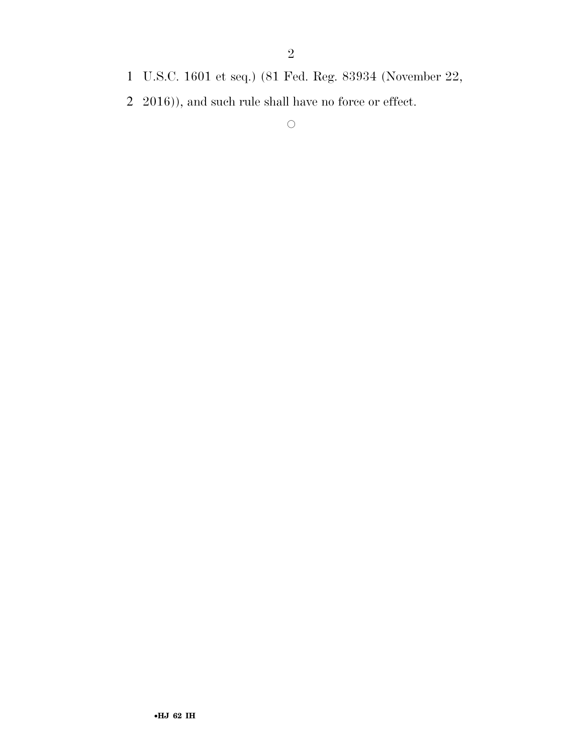U.S.C. 1601 et seq.) (81 Fed. Reg. 83934 (November 22, 2016)), and such rule shall have no force or effect.

○